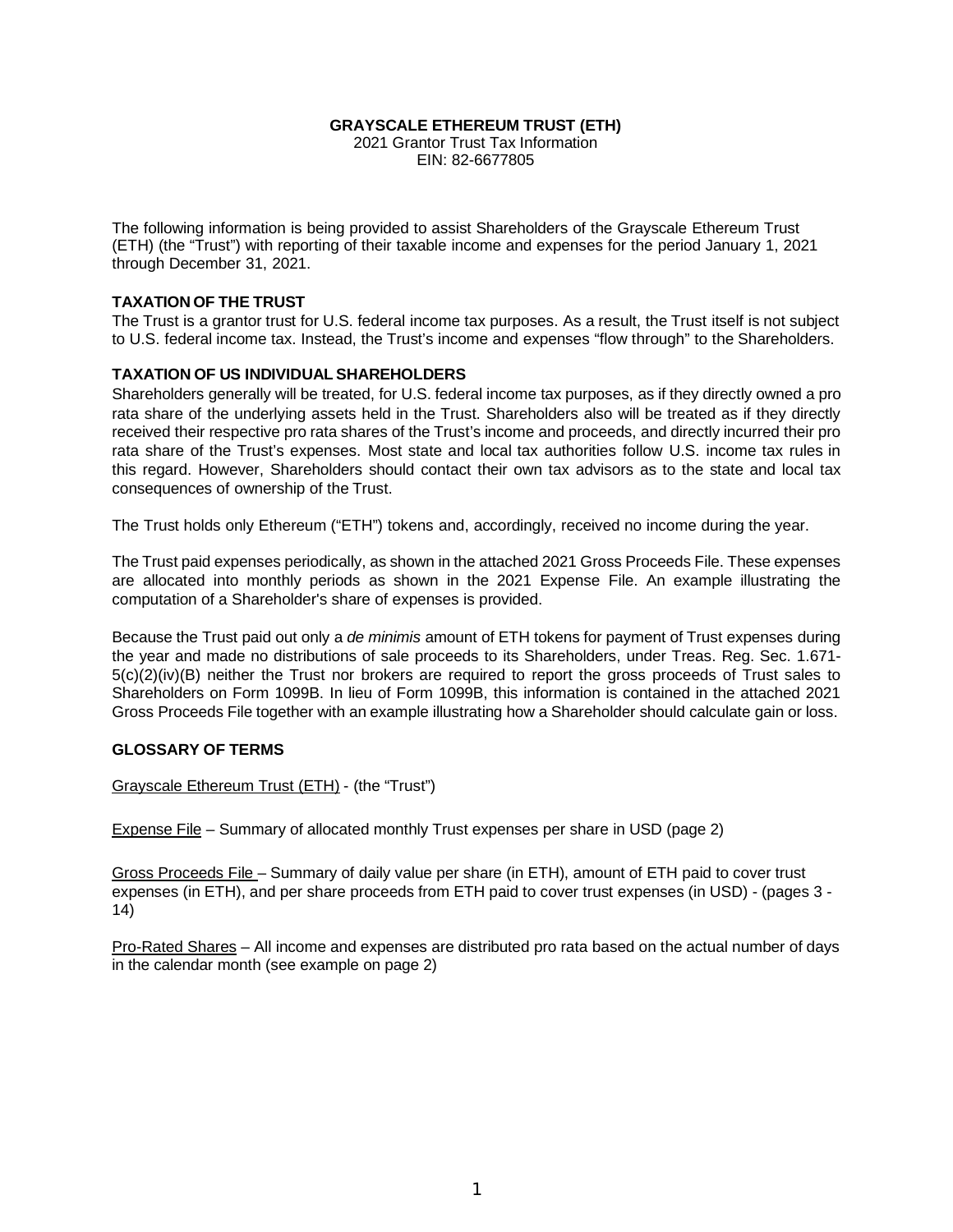**GRAYSCALE ETHEREUM TRUST (ETH)**
2021 Grantor Trust Tax Information
EIN: 82-6677805

The following information is being provided to assist Shareholders of the Grayscale Ethereum Trust (ETH) (the "Trust") with reporting of their taxable income and expenses for the period January 1, 2021 through December 31, 2021.

**TAXATION OF THE TRUST**

The Trust is a grantor trust for U.S. federal income tax purposes. As a result, the Trust itself is not subject to U.S. federal income tax. Instead, the Trust's income and expenses "flow through" to the Shareholders.

**TAXATION OF US INDIVIDUAL SHAREHOLDERS**

Shareholders generally will be treated, for U.S. federal income tax purposes, as if they directly owned a pro rata share of the underlying assets held in the Trust. Shareholders also will be treated as if they directly received their respective pro rata shares of the Trust's income and proceeds, and directly incurred their pro rata share of the Trust's expenses. Most state and local tax authorities follow U.S. income tax rules in this regard. However, Shareholders should contact their own tax advisors as to the state and local tax consequences of ownership of the Trust.

The Trust holds only Ethereum ("ETH") tokens and, accordingly, received no income during the year.

The Trust paid expenses periodically, as shown in the attached 2021 Gross Proceeds File. These expenses are allocated into monthly periods as shown in the 2021 Expense File. An example illustrating the computation of a Shareholder's share of expenses is provided.

Because the Trust paid out only a *de minimis* amount of ETH tokens for payment of Trust expenses during the year and made no distributions of sale proceeds to its Shareholders, under Treas. Reg. Sec. 1.671-5(c)(2)(iv)(B) neither the Trust nor brokers are required to report the gross proceeds of Trust sales to Shareholders on Form 1099B. In lieu of Form 1099B, this information is contained in the attached 2021 Gross Proceeds File together with an example illustrating how a Shareholder should calculate gain or loss.

**GLOSSARY OF TERMS**

Grayscale Ethereum Trust (ETH) - (the "Trust")

Expense File – Summary of allocated monthly Trust expenses per share in USD (page 2)

Gross Proceeds File – Summary of daily value per share (in ETH), amount of ETH paid to cover trust expenses (in ETH), and per share proceeds from ETH paid to cover trust expenses (in USD) - (pages 3 - 14)

Pro-Rated Shares – All income and expenses are distributed pro rata based on the actual number of days in the calendar month (see example on page 2)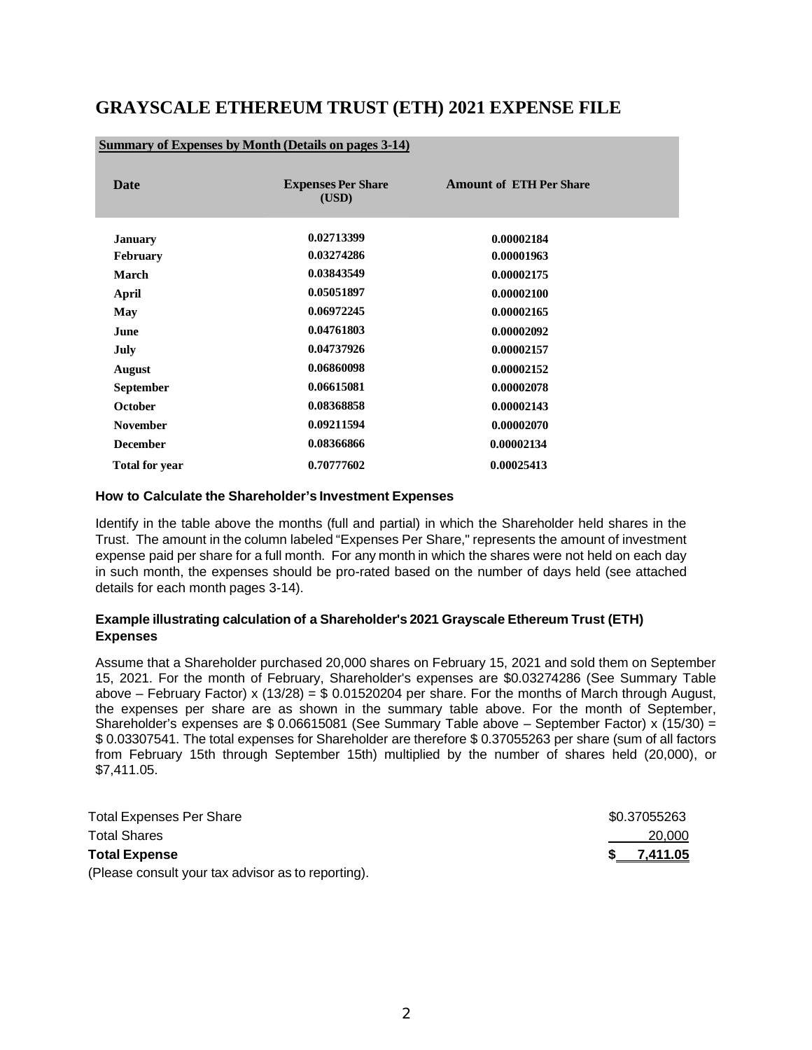# GRAYSCALE ETHEREUM TRUST (ETH) 2021 EXPENSE FILE

**Summary of Expenses by Month (Details on pages 3-14)**

| Date | Expenses Per Share (USD) | Amount of ETH Per Share |
|---|---|---|
| **January** | **0.02713399** | **0.00002184** |
| **February** | **0.03274286** | **0.00001963** |
| **March** | **0.03843549** | **0.00002175** |
| **April** | **0.05051897** | **0.00002100** |
| **May** | **0.06972245** | **0.00002165** |
| **June** | **0.04761803** | **0.00002092** |
| **July** | **0.04737926** | **0.00002157** |
| **August** | **0.06860098** | **0.00002152** |
| **September** | **0.06615081** | **0.00002078** |
| **October** | **0.08368858** | **0.00002143** |
| **November** | **0.09211594** | **0.00002070** |
| **December** | **0.08366866** | **0.00002134** |
| **Total for year** | **0.70777602** | **0.00025413** |

### How to Calculate the Shareholder's Investment Expenses

Identify in the table above the months (full and partial) in which the Shareholder held shares in the Trust. The amount in the column labeled "Expenses Per Share," represents the amount of investment expense paid per share for a full month. For any month in which the shares were not held on each day in such month, the expenses should be pro-rated based on the number of days held (see attached details for each month pages 3-14).

### Example illustrating calculation of a Shareholder's 2021 Grayscale Ethereum Trust (ETH) Expenses

Assume that a Shareholder purchased 20,000 shares on February 15, 2021 and sold them on September 15, 2021. For the month of February, Shareholder's expenses are \$0.03274286 (See Summary Table above – February Factor) x (13/28) = \$ 0.01520204 per share. For the months of March through August, the expenses per share are as shown in the summary table above. For the month of September, Shareholder's expenses are \$ 0.06615081 (See Summary Table above – September Factor) x (15/30) = \$ 0.03307541. The total expenses for Shareholder are therefore \$ 0.37055263 per share (sum of all factors from February 15th through September 15th) multiplied by the number of shares held (20,000), or \$7,411.05.

| | |
|---|---|
| Total Expenses Per Share | \$0.37055263 |
| Total Shares | 20,000 |
| **Total Expense** | **\$ 7,411.05** |

(Please consult your tax advisor as to reporting).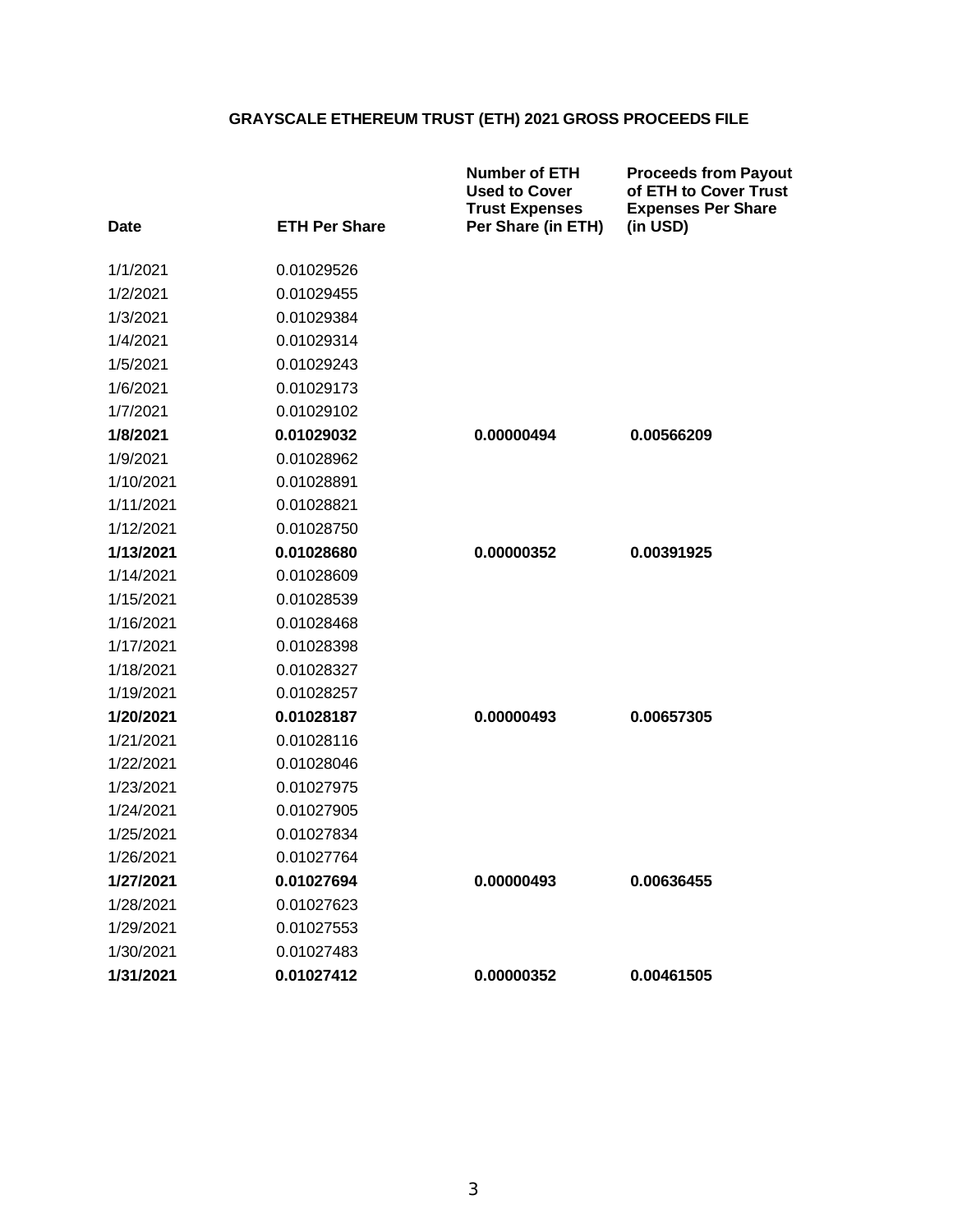**GRAYSCALE ETHEREUM TRUST (ETH) 2021 GROSS PROCEEDS FILE**

| Date | ETH Per Share | Number of ETH Used to Cover Trust Expenses Per Share (in ETH) | Proceeds from Payout of ETH to Cover Trust Expenses Per Share (in USD) |
|---|---|---|---|
| 1/1/2021 | 0.01029526 | | |
| 1/2/2021 | 0.01029455 | | |
| 1/3/2021 | 0.01029384 | | |
| 1/4/2021 | 0.01029314 | | |
| 1/5/2021 | 0.01029243 | | |
| 1/6/2021 | 0.01029173 | | |
| 1/7/2021 | 0.01029102 | | |
| **1/8/2021** | **0.01029032** | **0.00000494** | **0.00566209** |
| 1/9/2021 | 0.01028962 | | |
| 1/10/2021 | 0.01028891 | | |
| 1/11/2021 | 0.01028821 | | |
| 1/12/2021 | 0.01028750 | | |
| **1/13/2021** | **0.01028680** | **0.00000352** | **0.00391925** |
| 1/14/2021 | 0.01028609 | | |
| 1/15/2021 | 0.01028539 | | |
| 1/16/2021 | 0.01028468 | | |
| 1/17/2021 | 0.01028398 | | |
| 1/18/2021 | 0.01028327 | | |
| 1/19/2021 | 0.01028257 | | |
| **1/20/2021** | **0.01028187** | **0.00000493** | **0.00657305** |
| 1/21/2021 | 0.01028116 | | |
| 1/22/2021 | 0.01028046 | | |
| 1/23/2021 | 0.01027975 | | |
| 1/24/2021 | 0.01027905 | | |
| 1/25/2021 | 0.01027834 | | |
| 1/26/2021 | 0.01027764 | | |
| **1/27/2021** | **0.01027694** | **0.00000493** | **0.00636455** |
| 1/28/2021 | 0.01027623 | | |
| 1/29/2021 | 0.01027553 | | |
| 1/30/2021 | 0.01027483 | | |
| **1/31/2021** | **0.01027412** | **0.00000352** | **0.00461505** |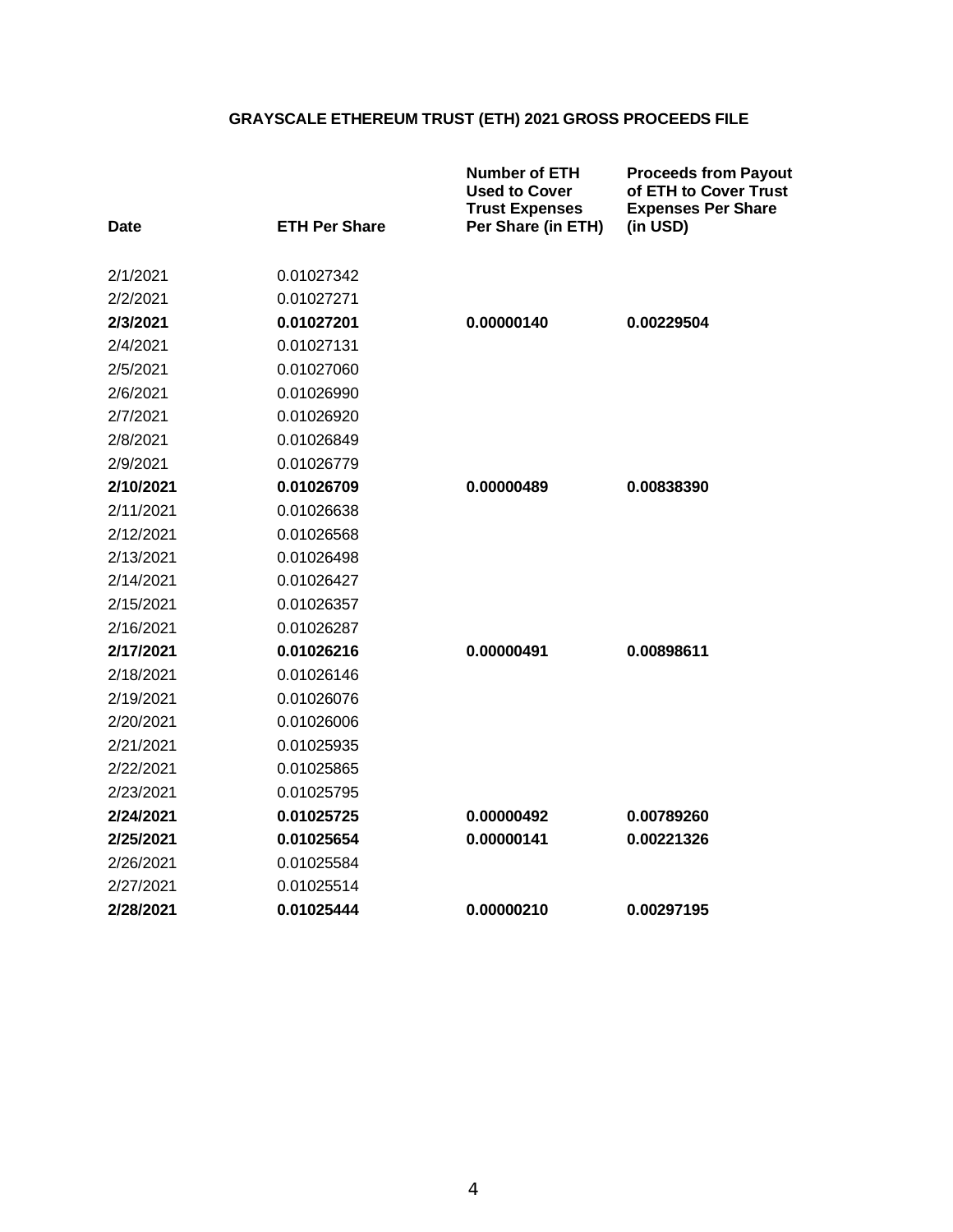**GRAYSCALE ETHEREUM TRUST (ETH) 2021 GROSS PROCEEDS FILE**

| Date | ETH Per Share | Number of ETH Used to Cover Trust Expenses Per Share (in ETH) | Proceeds from Payout of ETH to Cover Trust Expenses Per Share (in USD) |
|---|---|---|---|
| 2/1/2021 | 0.01027342 | | |
| 2/2/2021 | 0.01027271 | | |
| **2/3/2021** | **0.01027201** | **0.00000140** | **0.00229504** |
| 2/4/2021 | 0.01027131 | | |
| 2/5/2021 | 0.01027060 | | |
| 2/6/2021 | 0.01026990 | | |
| 2/7/2021 | 0.01026920 | | |
| 2/8/2021 | 0.01026849 | | |
| 2/9/2021 | 0.01026779 | | |
| **2/10/2021** | **0.01026709** | **0.00000489** | **0.00838390** |
| 2/11/2021 | 0.01026638 | | |
| 2/12/2021 | 0.01026568 | | |
| 2/13/2021 | 0.01026498 | | |
| 2/14/2021 | 0.01026427 | | |
| 2/15/2021 | 0.01026357 | | |
| 2/16/2021 | 0.01026287 | | |
| **2/17/2021** | **0.01026216** | **0.00000491** | **0.00898611** |
| 2/18/2021 | 0.01026146 | | |
| 2/19/2021 | 0.01026076 | | |
| 2/20/2021 | 0.01026006 | | |
| 2/21/2021 | 0.01025935 | | |
| 2/22/2021 | 0.01025865 | | |
| 2/23/2021 | 0.01025795 | | |
| **2/24/2021** | **0.01025725** | **0.00000492** | **0.00789260** |
| **2/25/2021** | **0.01025654** | **0.00000141** | **0.00221326** |
| 2/26/2021 | 0.01025584 | | |
| 2/27/2021 | 0.01025514 | | |
| **2/28/2021** | **0.01025444** | **0.00000210** | **0.00297195** |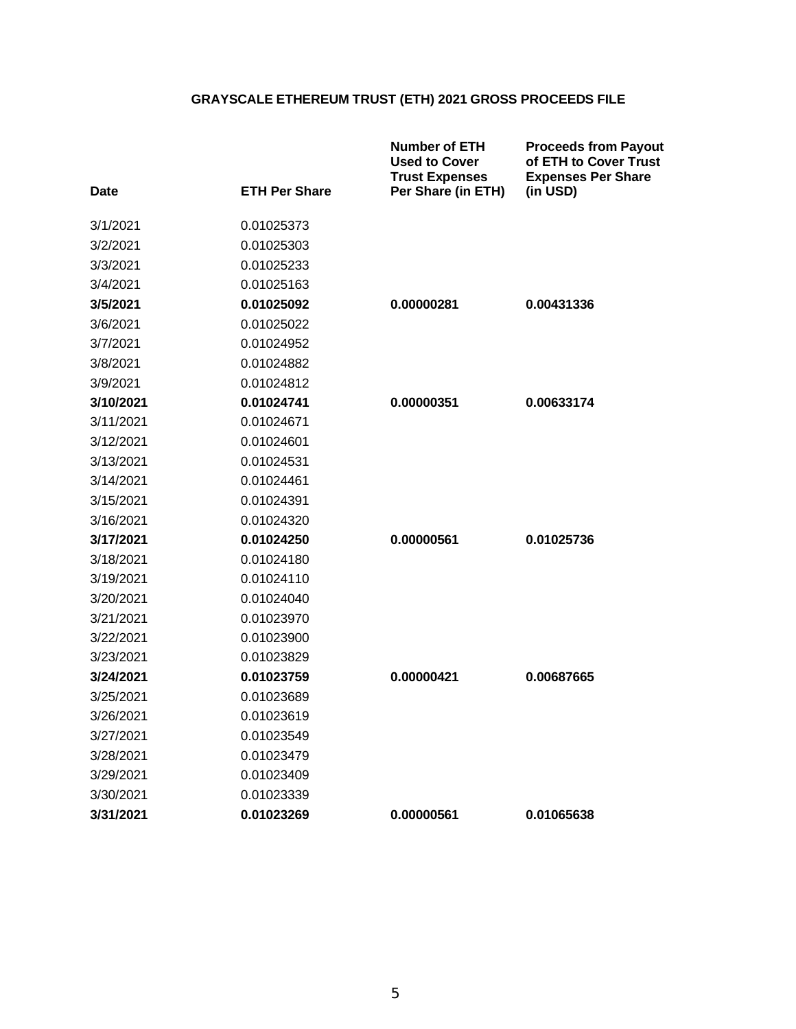**GRAYSCALE ETHEREUM TRUST (ETH) 2021 GROSS PROCEEDS FILE**

| Date | ETH Per Share | Number of ETH Used to Cover Trust Expenses Per Share (in ETH) | Proceeds from Payout of ETH to Cover Trust Expenses Per Share (in USD) |
|---|---|---|---|
| 3/1/2021 | 0.01025373 | | |
| 3/2/2021 | 0.01025303 | | |
| 3/3/2021 | 0.01025233 | | |
| 3/4/2021 | 0.01025163 | | |
| **3/5/2021** | **0.01025092** | **0.00000281** | **0.00431336** |
| 3/6/2021 | 0.01025022 | | |
| 3/7/2021 | 0.01024952 | | |
| 3/8/2021 | 0.01024882 | | |
| 3/9/2021 | 0.01024812 | | |
| **3/10/2021** | **0.01024741** | **0.00000351** | **0.00633174** |
| 3/11/2021 | 0.01024671 | | |
| 3/12/2021 | 0.01024601 | | |
| 3/13/2021 | 0.01024531 | | |
| 3/14/2021 | 0.01024461 | | |
| 3/15/2021 | 0.01024391 | | |
| 3/16/2021 | 0.01024320 | | |
| **3/17/2021** | **0.01024250** | **0.00000561** | **0.01025736** |
| 3/18/2021 | 0.01024180 | | |
| 3/19/2021 | 0.01024110 | | |
| 3/20/2021 | 0.01024040 | | |
| 3/21/2021 | 0.01023970 | | |
| 3/22/2021 | 0.01023900 | | |
| 3/23/2021 | 0.01023829 | | |
| **3/24/2021** | **0.01023759** | **0.00000421** | **0.00687665** |
| 3/25/2021 | 0.01023689 | | |
| 3/26/2021 | 0.01023619 | | |
| 3/27/2021 | 0.01023549 | | |
| 3/28/2021 | 0.01023479 | | |
| 3/29/2021 | 0.01023409 | | |
| 3/30/2021 | 0.01023339 | | |
| **3/31/2021** | **0.01023269** | **0.00000561** | **0.01065638** |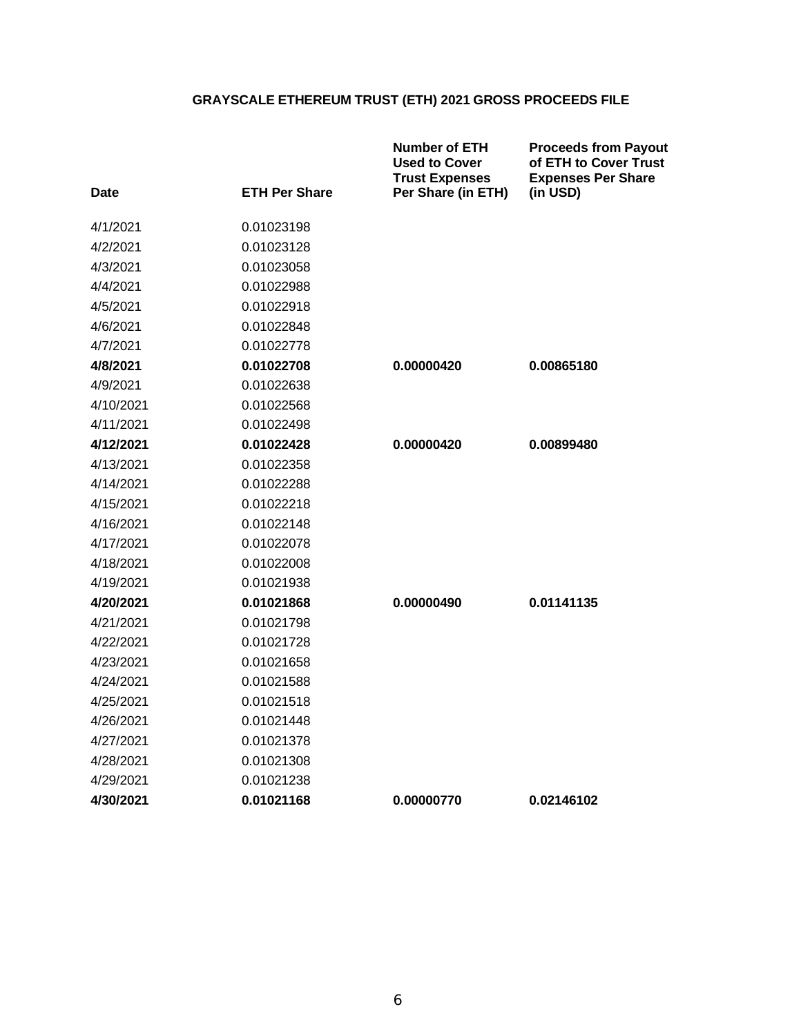**GRAYSCALE ETHEREUM TRUST (ETH) 2021 GROSS PROCEEDS FILE**

| Date | ETH Per Share | Number of ETH Used to Cover Trust Expenses Per Share (in ETH) | Proceeds from Payout of ETH to Cover Trust Expenses Per Share (in USD) |
|---|---|---|---|
| 4/1/2021 | 0.01023198 | | |
| 4/2/2021 | 0.01023128 | | |
| 4/3/2021 | 0.01023058 | | |
| 4/4/2021 | 0.01022988 | | |
| 4/5/2021 | 0.01022918 | | |
| 4/6/2021 | 0.01022848 | | |
| 4/7/2021 | 0.01022778 | | |
| **4/8/2021** | **0.01022708** | **0.00000420** | **0.00865180** |
| 4/9/2021 | 0.01022638 | | |
| 4/10/2021 | 0.01022568 | | |
| 4/11/2021 | 0.01022498 | | |
| **4/12/2021** | **0.01022428** | **0.00000420** | **0.00899480** |
| 4/13/2021 | 0.01022358 | | |
| 4/14/2021 | 0.01022288 | | |
| 4/15/2021 | 0.01022218 | | |
| 4/16/2021 | 0.01022148 | | |
| 4/17/2021 | 0.01022078 | | |
| 4/18/2021 | 0.01022008 | | |
| 4/19/2021 | 0.01021938 | | |
| **4/20/2021** | **0.01021868** | **0.00000490** | **0.01141135** |
| 4/21/2021 | 0.01021798 | | |
| 4/22/2021 | 0.01021728 | | |
| 4/23/2021 | 0.01021658 | | |
| 4/24/2021 | 0.01021588 | | |
| 4/25/2021 | 0.01021518 | | |
| 4/26/2021 | 0.01021448 | | |
| 4/27/2021 | 0.01021378 | | |
| 4/28/2021 | 0.01021308 | | |
| 4/29/2021 | 0.01021238 | | |
| **4/30/2021** | **0.01021168** | **0.00000770** | **0.02146102** |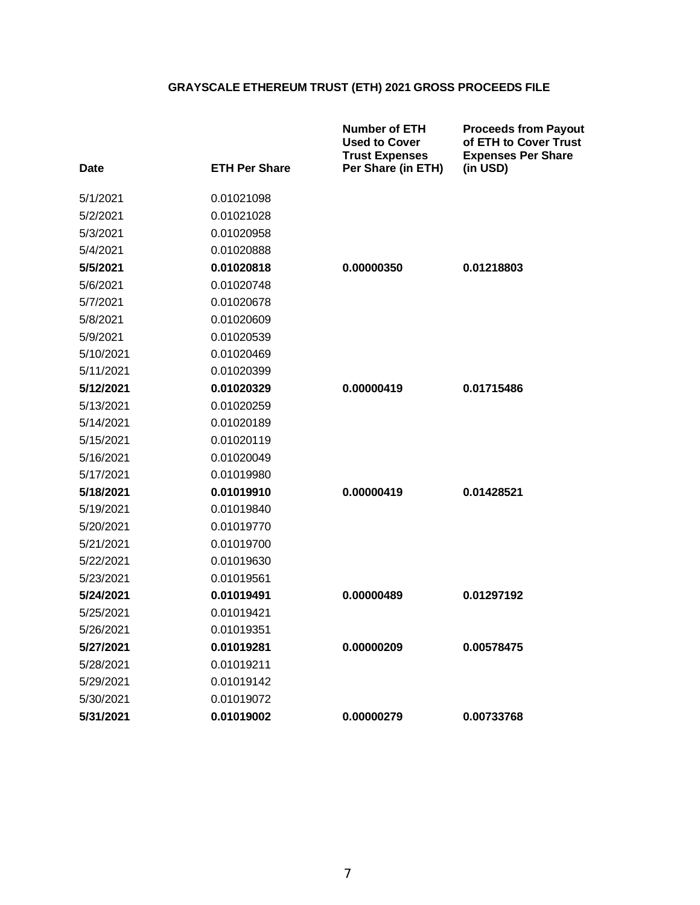# GRAYSCALE ETHEREUM TRUST (ETH) 2021 GROSS PROCEEDS FILE

| Date | ETH Per Share | Number of ETH Used to Cover Trust Expenses Per Share (in ETH) | Proceeds from Payout of ETH to Cover Trust Expenses Per Share (in USD) |
|---|---|---|---|
| 5/1/2021 | 0.01021098 | | |
| 5/2/2021 | 0.01021028 | | |
| 5/3/2021 | 0.01020958 | | |
| 5/4/2021 | 0.01020888 | | |
| **5/5/2021** | **0.01020818** | **0.00000350** | **0.01218803** |
| 5/6/2021 | 0.01020748 | | |
| 5/7/2021 | 0.01020678 | | |
| 5/8/2021 | 0.01020609 | | |
| 5/9/2021 | 0.01020539 | | |
| 5/10/2021 | 0.01020469 | | |
| 5/11/2021 | 0.01020399 | | |
| **5/12/2021** | **0.01020329** | **0.00000419** | **0.01715486** |
| 5/13/2021 | 0.01020259 | | |
| 5/14/2021 | 0.01020189 | | |
| 5/15/2021 | 0.01020119 | | |
| 5/16/2021 | 0.01020049 | | |
| 5/17/2021 | 0.01019980 | | |
| **5/18/2021** | **0.01019910** | **0.00000419** | **0.01428521** |
| 5/19/2021 | 0.01019840 | | |
| 5/20/2021 | 0.01019770 | | |
| 5/21/2021 | 0.01019700 | | |
| 5/22/2021 | 0.01019630 | | |
| 5/23/2021 | 0.01019561 | | |
| **5/24/2021** | **0.01019491** | **0.00000489** | **0.01297192** |
| 5/25/2021 | 0.01019421 | | |
| 5/26/2021 | 0.01019351 | | |
| **5/27/2021** | **0.01019281** | **0.00000209** | **0.00578475** |
| 5/28/2021 | 0.01019211 | | |
| 5/29/2021 | 0.01019142 | | |
| 5/30/2021 | 0.01019072 | | |
| **5/31/2021** | **0.01019002** | **0.00000279** | **0.00733768** |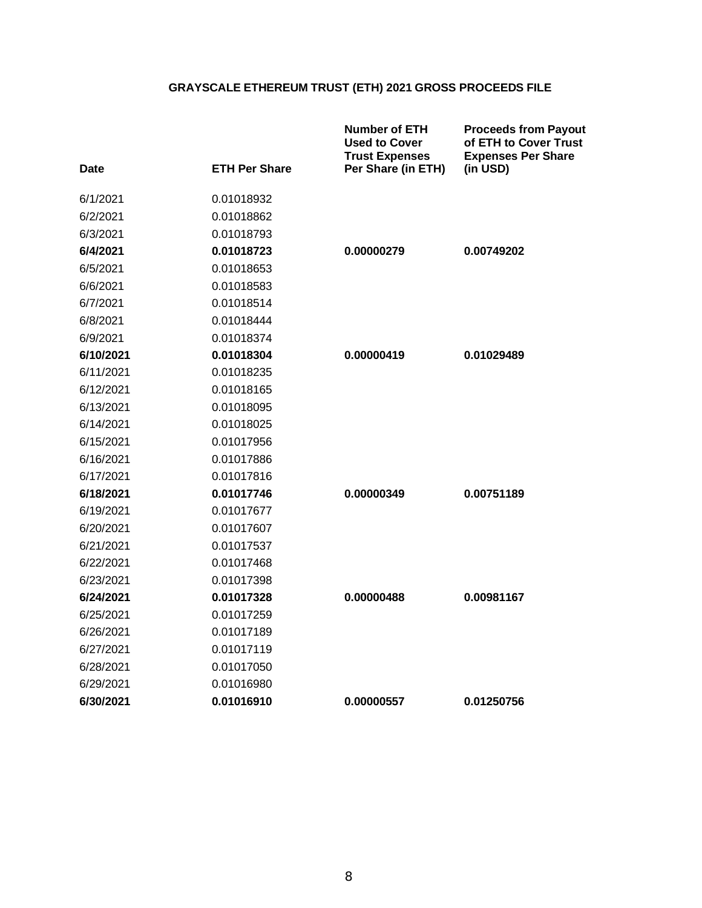## GRAYSCALE ETHEREUM TRUST (ETH) 2021 GROSS PROCEEDS FILE

| Date | ETH Per Share | Number of ETH Used to Cover Trust Expenses Per Share (in ETH) | Proceeds from Payout of ETH to Cover Trust Expenses Per Share (in USD) |
|---|---|---|---|
| 6/1/2021 | 0.01018932 | | |
| 6/2/2021 | 0.01018862 | | |
| 6/3/2021 | 0.01018793 | | |
| **6/4/2021** | **0.01018723** | **0.00000279** | **0.00749202** |
| 6/5/2021 | 0.01018653 | | |
| 6/6/2021 | 0.01018583 | | |
| 6/7/2021 | 0.01018514 | | |
| 6/8/2021 | 0.01018444 | | |
| 6/9/2021 | 0.01018374 | | |
| **6/10/2021** | **0.01018304** | **0.00000419** | **0.01029489** |
| 6/11/2021 | 0.01018235 | | |
| 6/12/2021 | 0.01018165 | | |
| 6/13/2021 | 0.01018095 | | |
| 6/14/2021 | 0.01018025 | | |
| 6/15/2021 | 0.01017956 | | |
| 6/16/2021 | 0.01017886 | | |
| 6/17/2021 | 0.01017816 | | |
| **6/18/2021** | **0.01017746** | **0.00000349** | **0.00751189** |
| 6/19/2021 | 0.01017677 | | |
| 6/20/2021 | 0.01017607 | | |
| 6/21/2021 | 0.01017537 | | |
| 6/22/2021 | 0.01017468 | | |
| 6/23/2021 | 0.01017398 | | |
| **6/24/2021** | **0.01017328** | **0.00000488** | **0.00981167** |
| 6/25/2021 | 0.01017259 | | |
| 6/26/2021 | 0.01017189 | | |
| 6/27/2021 | 0.01017119 | | |
| 6/28/2021 | 0.01017050 | | |
| 6/29/2021 | 0.01016980 | | |
| **6/30/2021** | **0.01016910** | **0.00000557** | **0.01250756** |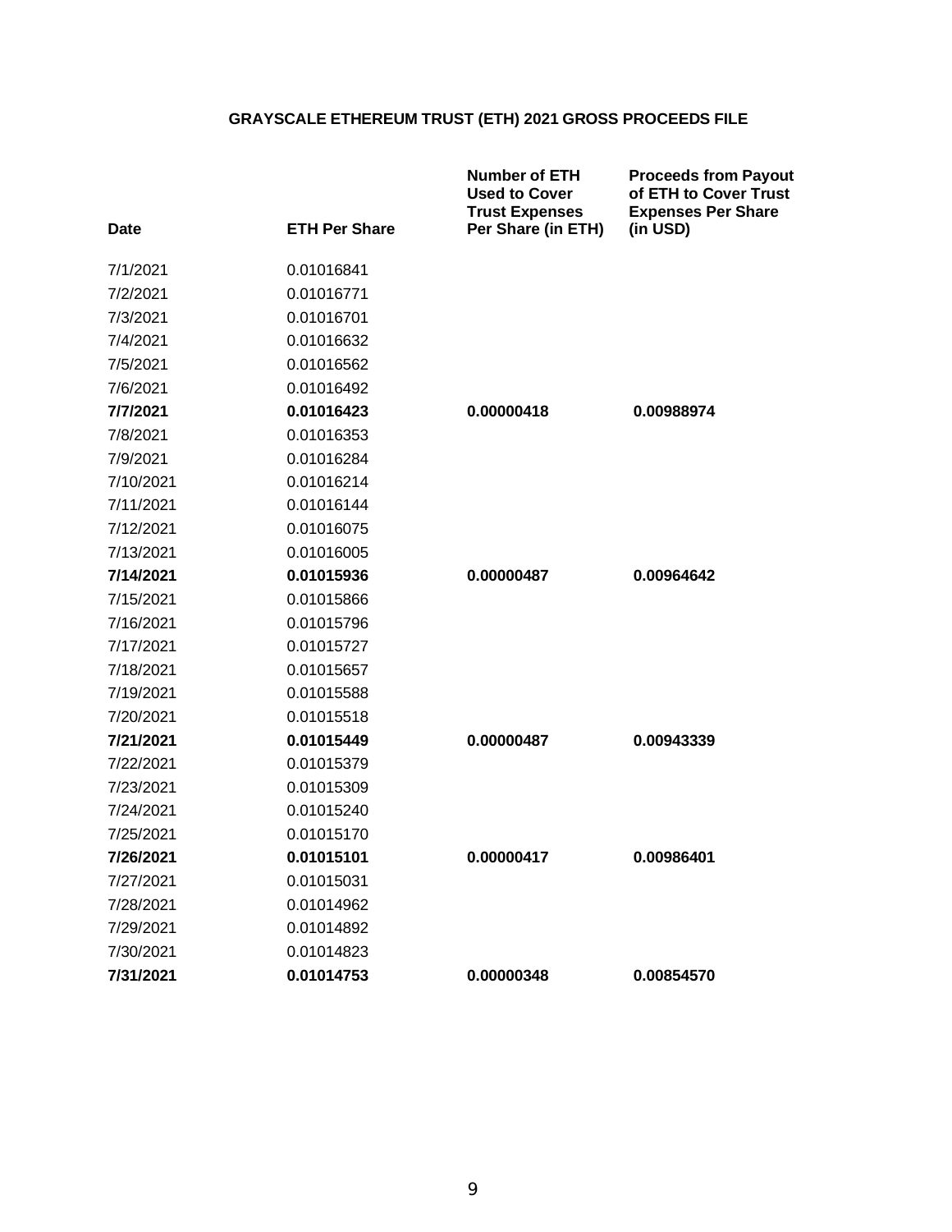**GRAYSCALE ETHEREUM TRUST (ETH) 2021 GROSS PROCEEDS FILE**

| Date | ETH Per Share | Number of ETH Used to Cover Trust Expenses Per Share (in ETH) | Proceeds from Payout of ETH to Cover Trust Expenses Per Share (in USD) |
|---|---|---|---|
| 7/1/2021 | 0.01016841 | | |
| 7/2/2021 | 0.01016771 | | |
| 7/3/2021 | 0.01016701 | | |
| 7/4/2021 | 0.01016632 | | |
| 7/5/2021 | 0.01016562 | | |
| 7/6/2021 | 0.01016492 | | |
| **7/7/2021** | **0.01016423** | **0.00000418** | **0.00988974** |
| 7/8/2021 | 0.01016353 | | |
| 7/9/2021 | 0.01016284 | | |
| 7/10/2021 | 0.01016214 | | |
| 7/11/2021 | 0.01016144 | | |
| 7/12/2021 | 0.01016075 | | |
| 7/13/2021 | 0.01016005 | | |
| **7/14/2021** | **0.01015936** | **0.00000487** | **0.00964642** |
| 7/15/2021 | 0.01015866 | | |
| 7/16/2021 | 0.01015796 | | |
| 7/17/2021 | 0.01015727 | | |
| 7/18/2021 | 0.01015657 | | |
| 7/19/2021 | 0.01015588 | | |
| 7/20/2021 | 0.01015518 | | |
| **7/21/2021** | **0.01015449** | **0.00000487** | **0.00943339** |
| 7/22/2021 | 0.01015379 | | |
| 7/23/2021 | 0.01015309 | | |
| 7/24/2021 | 0.01015240 | | |
| 7/25/2021 | 0.01015170 | | |
| **7/26/2021** | **0.01015101** | **0.00000417** | **0.00986401** |
| 7/27/2021 | 0.01015031 | | |
| 7/28/2021 | 0.01014962 | | |
| 7/29/2021 | 0.01014892 | | |
| 7/30/2021 | 0.01014823 | | |
| **7/31/2021** | **0.01014753** | **0.00000348** | **0.00854570** |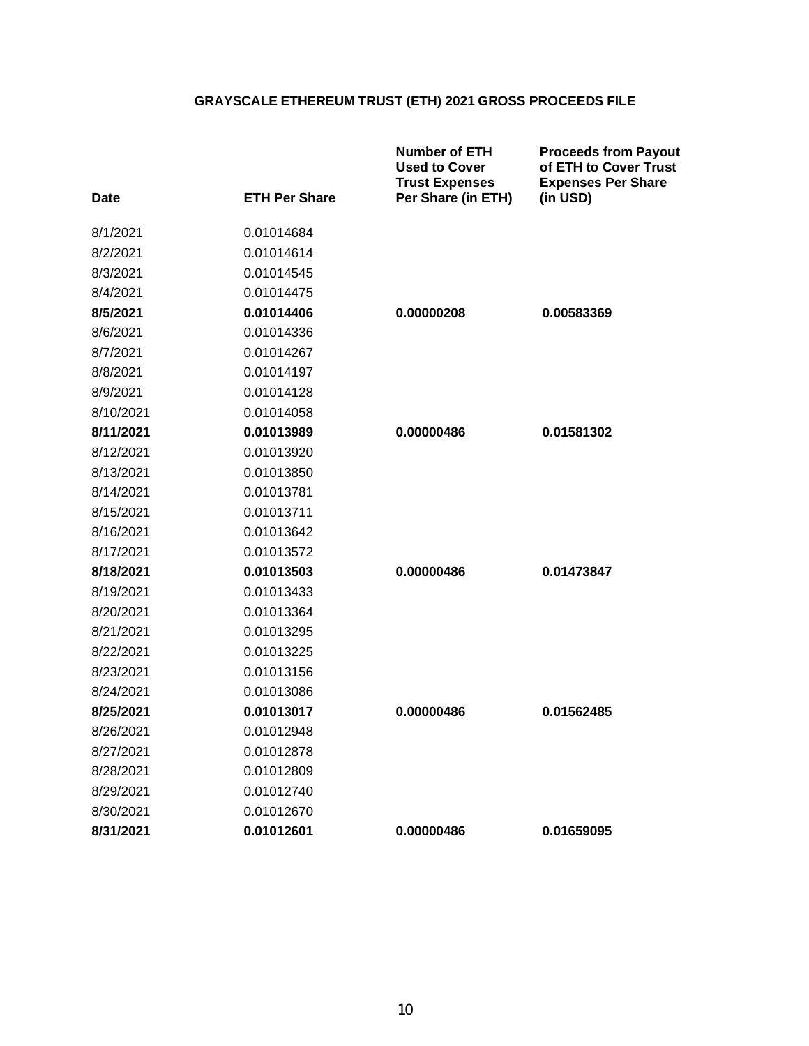# GRAYSCALE ETHEREUM TRUST (ETH) 2021 GROSS PROCEEDS FILE

| Date | ETH Per Share | Number of ETH Used to Cover Trust Expenses Per Share (in ETH) | Proceeds from Payout of ETH to Cover Trust Expenses Per Share (in USD) |
|---|---|---|---|
| 8/1/2021 | 0.01014684 | | |
| 8/2/2021 | 0.01014614 | | |
| 8/3/2021 | 0.01014545 | | |
| 8/4/2021 | 0.01014475 | | |
| **8/5/2021** | **0.01014406** | **0.00000208** | **0.00583369** |
| 8/6/2021 | 0.01014336 | | |
| 8/7/2021 | 0.01014267 | | |
| 8/8/2021 | 0.01014197 | | |
| 8/9/2021 | 0.01014128 | | |
| 8/10/2021 | 0.01014058 | | |
| **8/11/2021** | **0.01013989** | **0.00000486** | **0.01581302** |
| 8/12/2021 | 0.01013920 | | |
| 8/13/2021 | 0.01013850 | | |
| 8/14/2021 | 0.01013781 | | |
| 8/15/2021 | 0.01013711 | | |
| 8/16/2021 | 0.01013642 | | |
| 8/17/2021 | 0.01013572 | | |
| **8/18/2021** | **0.01013503** | **0.00000486** | **0.01473847** |
| 8/19/2021 | 0.01013433 | | |
| 8/20/2021 | 0.01013364 | | |
| 8/21/2021 | 0.01013295 | | |
| 8/22/2021 | 0.01013225 | | |
| 8/23/2021 | 0.01013156 | | |
| 8/24/2021 | 0.01013086 | | |
| **8/25/2021** | **0.01013017** | **0.00000486** | **0.01562485** |
| 8/26/2021 | 0.01012948 | | |
| 8/27/2021 | 0.01012878 | | |
| 8/28/2021 | 0.01012809 | | |
| 8/29/2021 | 0.01012740 | | |
| 8/30/2021 | 0.01012670 | | |
| **8/31/2021** | **0.01012601** | **0.00000486** | **0.01659095** |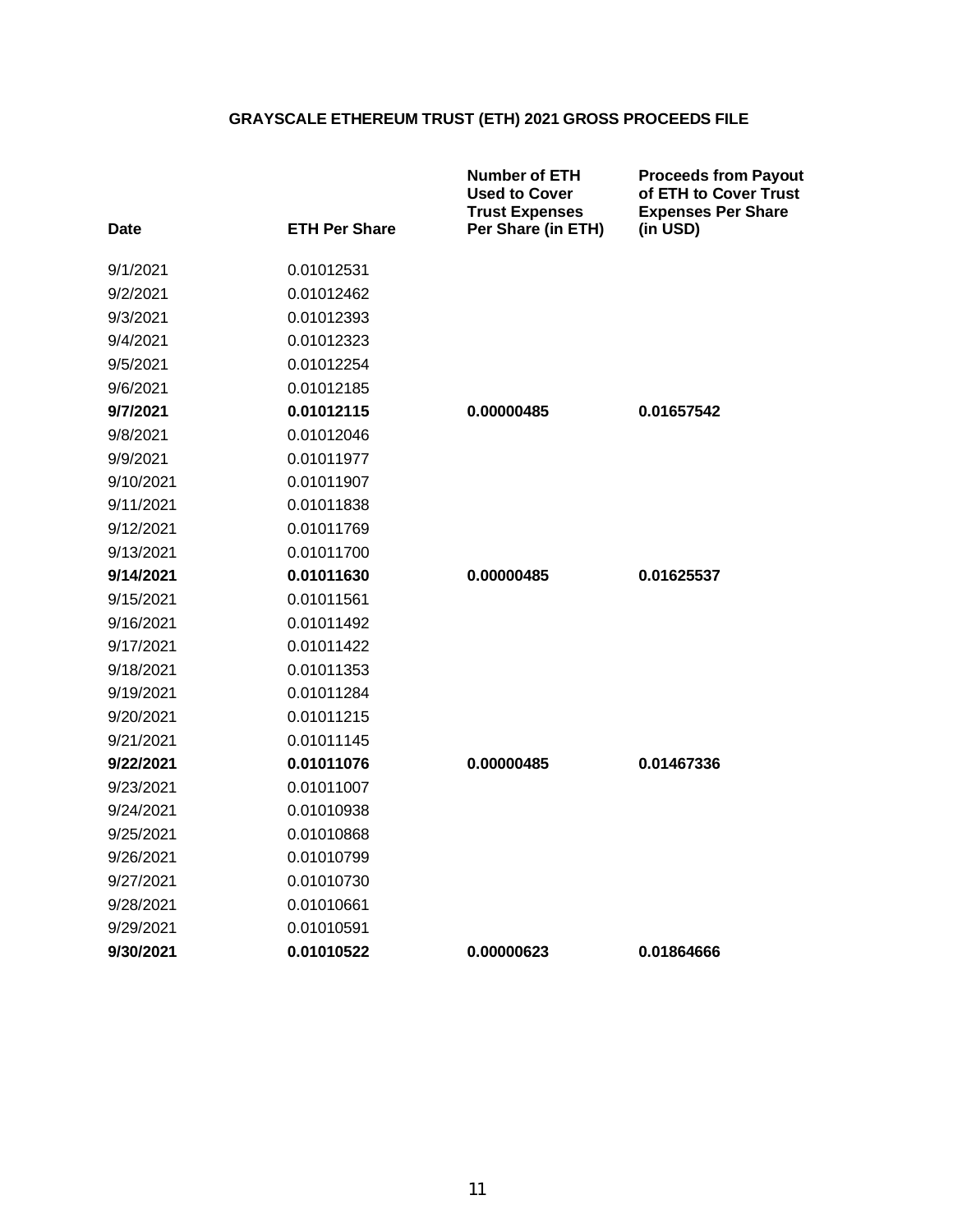**GRAYSCALE ETHEREUM TRUST (ETH) 2021 GROSS PROCEEDS FILE**

| Date | ETH Per Share | Number of ETH Used to Cover Trust Expenses Per Share (in ETH) | Proceeds from Payout of ETH to Cover Trust Expenses Per Share (in USD) |
|---|---|---|---|
| 9/1/2021 | 0.01012531 | | |
| 9/2/2021 | 0.01012462 | | |
| 9/3/2021 | 0.01012393 | | |
| 9/4/2021 | 0.01012323 | | |
| 9/5/2021 | 0.01012254 | | |
| 9/6/2021 | 0.01012185 | | |
| **9/7/2021** | **0.01012115** | **0.00000485** | **0.01657542** |
| 9/8/2021 | 0.01012046 | | |
| 9/9/2021 | 0.01011977 | | |
| 9/10/2021 | 0.01011907 | | |
| 9/11/2021 | 0.01011838 | | |
| 9/12/2021 | 0.01011769 | | |
| 9/13/2021 | 0.01011700 | | |
| **9/14/2021** | **0.01011630** | **0.00000485** | **0.01625537** |
| 9/15/2021 | 0.01011561 | | |
| 9/16/2021 | 0.01011492 | | |
| 9/17/2021 | 0.01011422 | | |
| 9/18/2021 | 0.01011353 | | |
| 9/19/2021 | 0.01011284 | | |
| 9/20/2021 | 0.01011215 | | |
| 9/21/2021 | 0.01011145 | | |
| **9/22/2021** | **0.01011076** | **0.00000485** | **0.01467336** |
| 9/23/2021 | 0.01011007 | | |
| 9/24/2021 | 0.01010938 | | |
| 9/25/2021 | 0.01010868 | | |
| 9/26/2021 | 0.01010799 | | |
| 9/27/2021 | 0.01010730 | | |
| 9/28/2021 | 0.01010661 | | |
| 9/29/2021 | 0.01010591 | | |
| **9/30/2021** | **0.01010522** | **0.00000623** | **0.01864666** |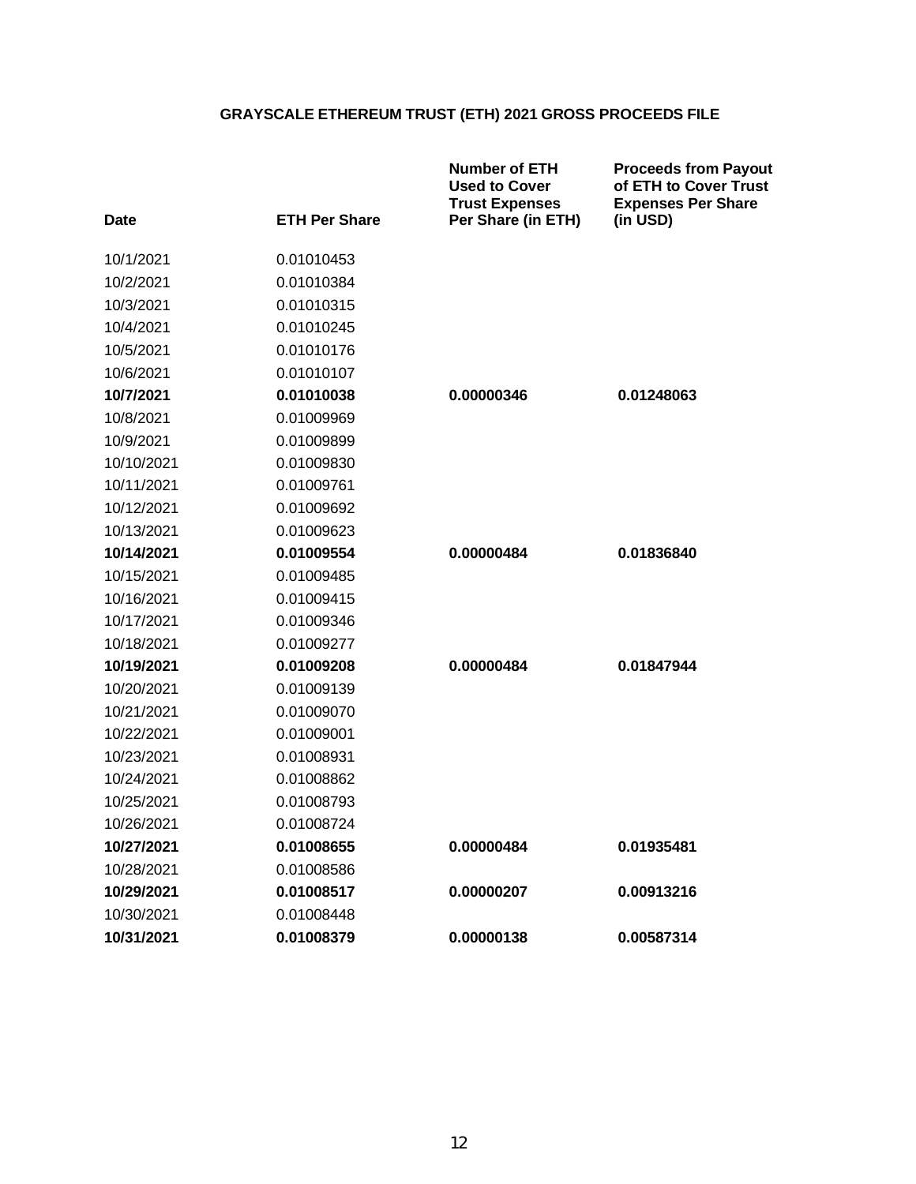**GRAYSCALE ETHEREUM TRUST (ETH) 2021 GROSS PROCEEDS FILE**

| Date | ETH Per Share | Number of ETH Used to Cover Trust Expenses Per Share (in ETH) | Proceeds from Payout of ETH to Cover Trust Expenses Per Share (in USD) |
|---|---|---|---|
| 10/1/2021 | 0.01010453 | | |
| 10/2/2021 | 0.01010384 | | |
| 10/3/2021 | 0.01010315 | | |
| 10/4/2021 | 0.01010245 | | |
| 10/5/2021 | 0.01010176 | | |
| 10/6/2021 | 0.01010107 | | |
| **10/7/2021** | **0.01010038** | **0.00000346** | **0.01248063** |
| 10/8/2021 | 0.01009969 | | |
| 10/9/2021 | 0.01009899 | | |
| 10/10/2021 | 0.01009830 | | |
| 10/11/2021 | 0.01009761 | | |
| 10/12/2021 | 0.01009692 | | |
| 10/13/2021 | 0.01009623 | | |
| **10/14/2021** | **0.01009554** | **0.00000484** | **0.01836840** |
| 10/15/2021 | 0.01009485 | | |
| 10/16/2021 | 0.01009415 | | |
| 10/17/2021 | 0.01009346 | | |
| 10/18/2021 | 0.01009277 | | |
| **10/19/2021** | **0.01009208** | **0.00000484** | **0.01847944** |
| 10/20/2021 | 0.01009139 | | |
| 10/21/2021 | 0.01009070 | | |
| 10/22/2021 | 0.01009001 | | |
| 10/23/2021 | 0.01008931 | | |
| 10/24/2021 | 0.01008862 | | |
| 10/25/2021 | 0.01008793 | | |
| 10/26/2021 | 0.01008724 | | |
| **10/27/2021** | **0.01008655** | **0.00000484** | **0.01935481** |
| 10/28/2021 | 0.01008586 | | |
| **10/29/2021** | **0.01008517** | **0.00000207** | **0.00913216** |
| 10/30/2021 | 0.01008448 | | |
| **10/31/2021** | **0.01008379** | **0.00000138** | **0.00587314** |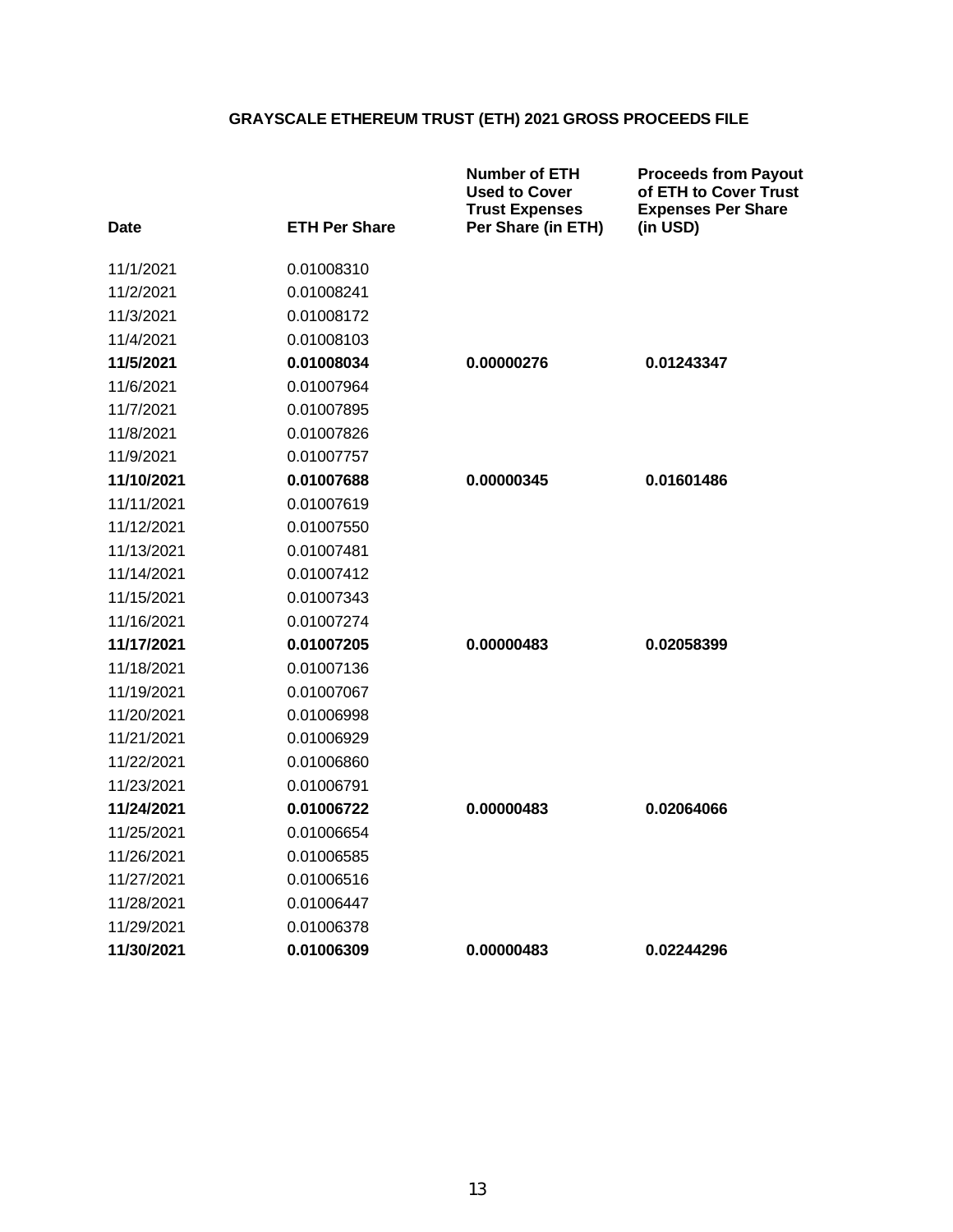**GRAYSCALE ETHEREUM TRUST (ETH) 2021 GROSS PROCEEDS FILE**

| Date | ETH Per Share | Number of ETH Used to Cover Trust Expenses Per Share (in ETH) | Proceeds from Payout of ETH to Cover Trust Expenses Per Share (in USD) |
|---|---|---|---|
| 11/1/2021 | 0.01008310 | | |
| 11/2/2021 | 0.01008241 | | |
| 11/3/2021 | 0.01008172 | | |
| 11/4/2021 | 0.01008103 | | |
| **11/5/2021** | **0.01008034** | **0.00000276** | **0.01243347** |
| 11/6/2021 | 0.01007964 | | |
| 11/7/2021 | 0.01007895 | | |
| 11/8/2021 | 0.01007826 | | |
| 11/9/2021 | 0.01007757 | | |
| **11/10/2021** | **0.01007688** | **0.00000345** | **0.01601486** |
| 11/11/2021 | 0.01007619 | | |
| 11/12/2021 | 0.01007550 | | |
| 11/13/2021 | 0.01007481 | | |
| 11/14/2021 | 0.01007412 | | |
| 11/15/2021 | 0.01007343 | | |
| 11/16/2021 | 0.01007274 | | |
| **11/17/2021** | **0.01007205** | **0.00000483** | **0.02058399** |
| 11/18/2021 | 0.01007136 | | |
| 11/19/2021 | 0.01007067 | | |
| 11/20/2021 | 0.01006998 | | |
| 11/21/2021 | 0.01006929 | | |
| 11/22/2021 | 0.01006860 | | |
| 11/23/2021 | 0.01006791 | | |
| **11/24/2021** | **0.01006722** | **0.00000483** | **0.02064066** |
| 11/25/2021 | 0.01006654 | | |
| 11/26/2021 | 0.01006585 | | |
| 11/27/2021 | 0.01006516 | | |
| 11/28/2021 | 0.01006447 | | |
| 11/29/2021 | 0.01006378 | | |
| **11/30/2021** | **0.01006309** | **0.00000483** | **0.02244296** |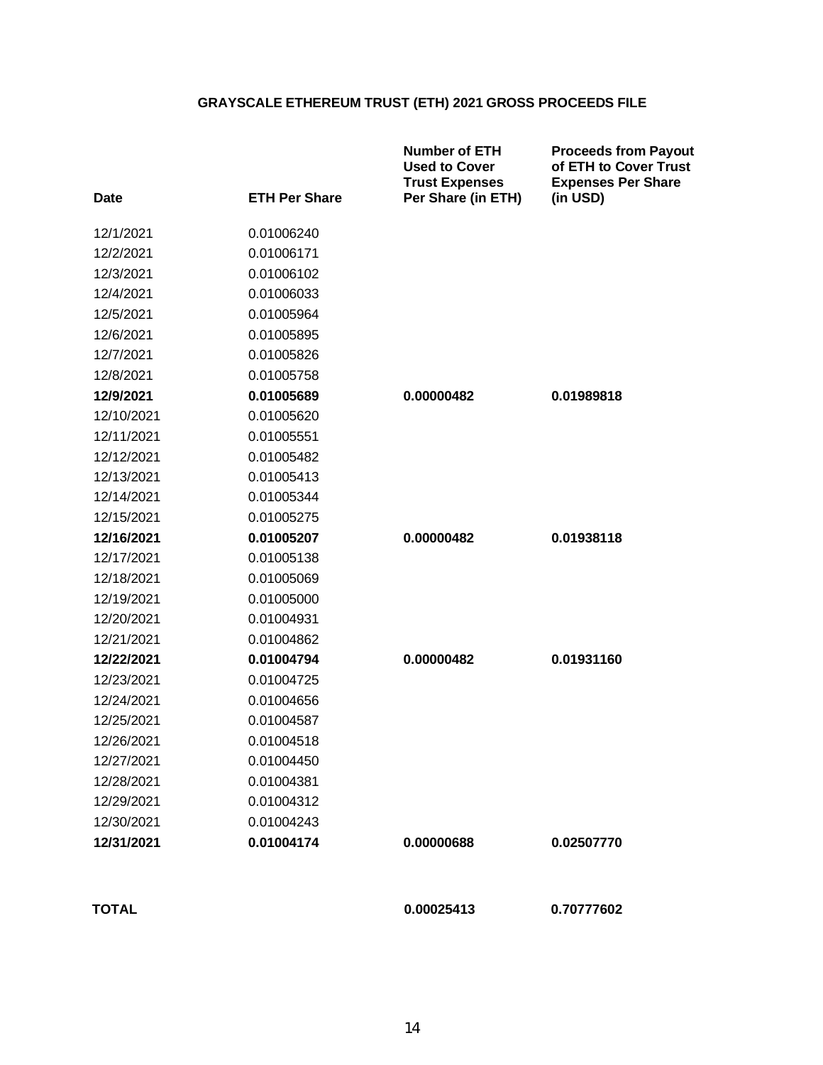# GRAYSCALE ETHEREUM TRUST (ETH) 2021 GROSS PROCEEDS FILE

| Date | ETH Per Share | Number of ETH Used to Cover Trust Expenses Per Share (in ETH) | Proceeds from Payout of ETH to Cover Trust Expenses Per Share (in USD) |
|---|---|---|---|
| 12/1/2021 | 0.01006240 | | |
| 12/2/2021 | 0.01006171 | | |
| 12/3/2021 | 0.01006102 | | |
| 12/4/2021 | 0.01006033 | | |
| 12/5/2021 | 0.01005964 | | |
| 12/6/2021 | 0.01005895 | | |
| 12/7/2021 | 0.01005826 | | |
| 12/8/2021 | 0.01005758 | | |
| **12/9/2021** | **0.01005689** | **0.00000482** | **0.01989818** |
| 12/10/2021 | 0.01005620 | | |
| 12/11/2021 | 0.01005551 | | |
| 12/12/2021 | 0.01005482 | | |
| 12/13/2021 | 0.01005413 | | |
| 12/14/2021 | 0.01005344 | | |
| 12/15/2021 | 0.01005275 | | |
| **12/16/2021** | **0.01005207** | **0.00000482** | **0.01938118** |
| 12/17/2021 | 0.01005138 | | |
| 12/18/2021 | 0.01005069 | | |
| 12/19/2021 | 0.01005000 | | |
| 12/20/2021 | 0.01004931 | | |
| 12/21/2021 | 0.01004862 | | |
| **12/22/2021** | **0.01004794** | **0.00000482** | **0.01931160** |
| 12/23/2021 | 0.01004725 | | |
| 12/24/2021 | 0.01004656 | | |
| 12/25/2021 | 0.01004587 | | |
| 12/26/2021 | 0.01004518 | | |
| 12/27/2021 | 0.01004450 | | |
| 12/28/2021 | 0.01004381 | | |
| 12/29/2021 | 0.01004312 | | |
| 12/30/2021 | 0.01004243 | | |
| **12/31/2021** | **0.01004174** | **0.00000688** | **0.02507770** |
| **TOTAL** | | **0.00025413** | **0.70777602** |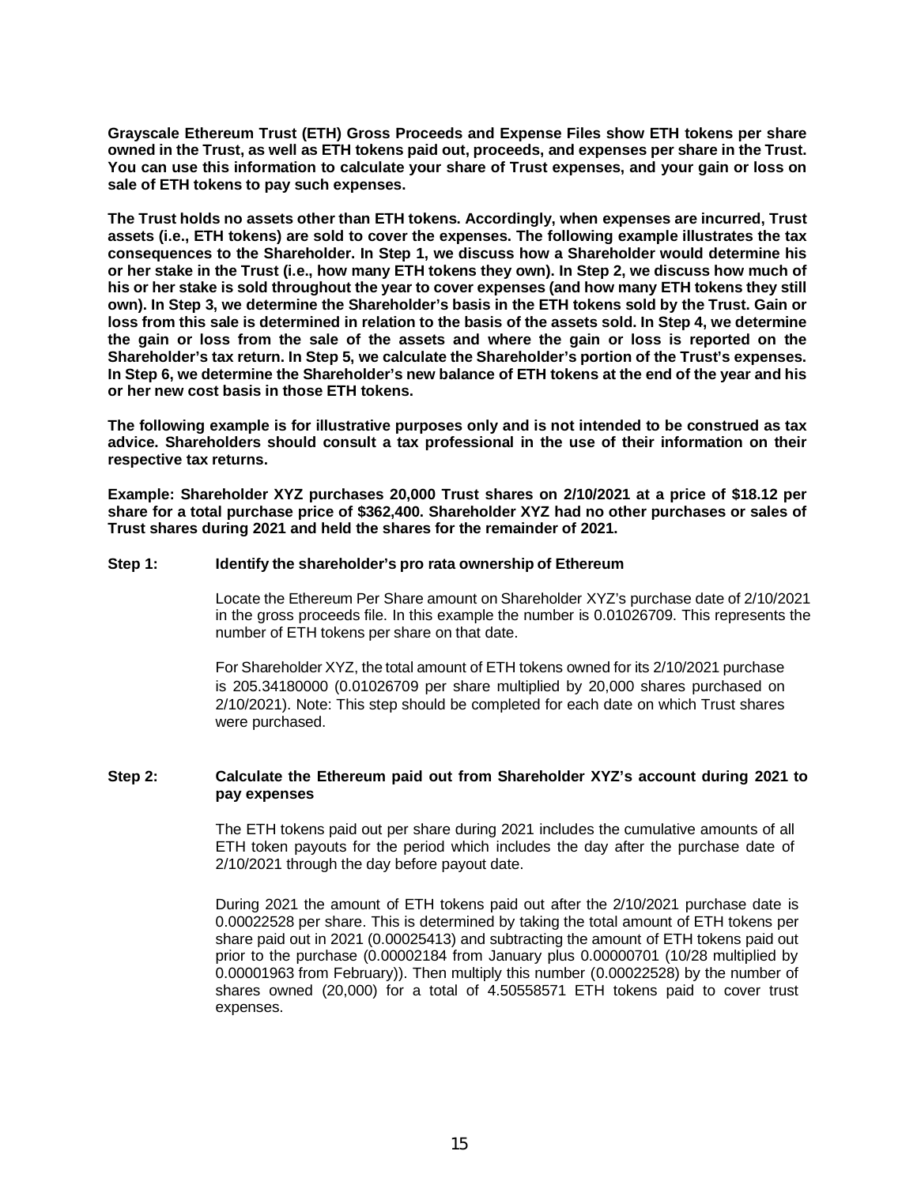**Grayscale Ethereum Trust (ETH) Gross Proceeds and Expense Files show ETH tokens per share owned in the Trust, as well as ETH tokens paid out, proceeds, and expenses per share in the Trust. You can use this information to calculate your share of Trust expenses, and your gain or loss on sale of ETH tokens to pay such expenses.**

**The Trust holds no assets other than ETH tokens. Accordingly, when expenses are incurred, Trust assets (i.e., ETH tokens) are sold to cover the expenses. The following example illustrates the tax consequences to the Shareholder. In Step 1, we discuss how a Shareholder would determine his or her stake in the Trust (i.e., how many ETH tokens they own). In Step 2, we discuss how much of his or her stake is sold throughout the year to cover expenses (and how many ETH tokens they still own). In Step 3, we determine the Shareholder's basis in the ETH tokens sold by the Trust. Gain or loss from this sale is determined in relation to the basis of the assets sold. In Step 4, we determine the gain or loss from the sale of the assets and where the gain or loss is reported on the Shareholder's tax return. In Step 5, we calculate the Shareholder's portion of the Trust's expenses. In Step 6, we determine the Shareholder's new balance of ETH tokens at the end of the year and his or her new cost basis in those ETH tokens.**

**The following example is for illustrative purposes only and is not intended to be construed as tax advice. Shareholders should consult a tax professional in the use of their information on their respective tax returns.**

**Example: Shareholder XYZ purchases 20,000 Trust shares on 2/10/2021 at a price of $18.12 per share for a total purchase price of $362,400. Shareholder XYZ had no other purchases or sales of Trust shares during 2021 and held the shares for the remainder of 2021.**

**Step 1: Identify the shareholder's pro rata ownership of Ethereum**

Locate the Ethereum Per Share amount on Shareholder XYZ's purchase date of 2/10/2021 in the gross proceeds file. In this example the number is 0.01026709. This represents the number of ETH tokens per share on that date.

For Shareholder XYZ, the total amount of ETH tokens owned for its 2/10/2021 purchase is 205.34180000 (0.01026709 per share multiplied by 20,000 shares purchased on 2/10/2021). Note: This step should be completed for each date on which Trust shares were purchased.

**Step 2: Calculate the Ethereum paid out from Shareholder XYZ's account during 2021 to pay expenses**

The ETH tokens paid out per share during 2021 includes the cumulative amounts of all ETH token payouts for the period which includes the day after the purchase date of 2/10/2021 through the day before payout date.

During 2021 the amount of ETH tokens paid out after the 2/10/2021 purchase date is 0.00022528 per share. This is determined by taking the total amount of ETH tokens per share paid out in 2021 (0.00025413) and subtracting the amount of ETH tokens paid out prior to the purchase (0.00002184 from January plus 0.00000701 (10/28 multiplied by 0.00001963 from February)). Then multiply this number (0.00022528) by the number of shares owned (20,000) for a total of 4.50558571 ETH tokens paid to cover trust expenses.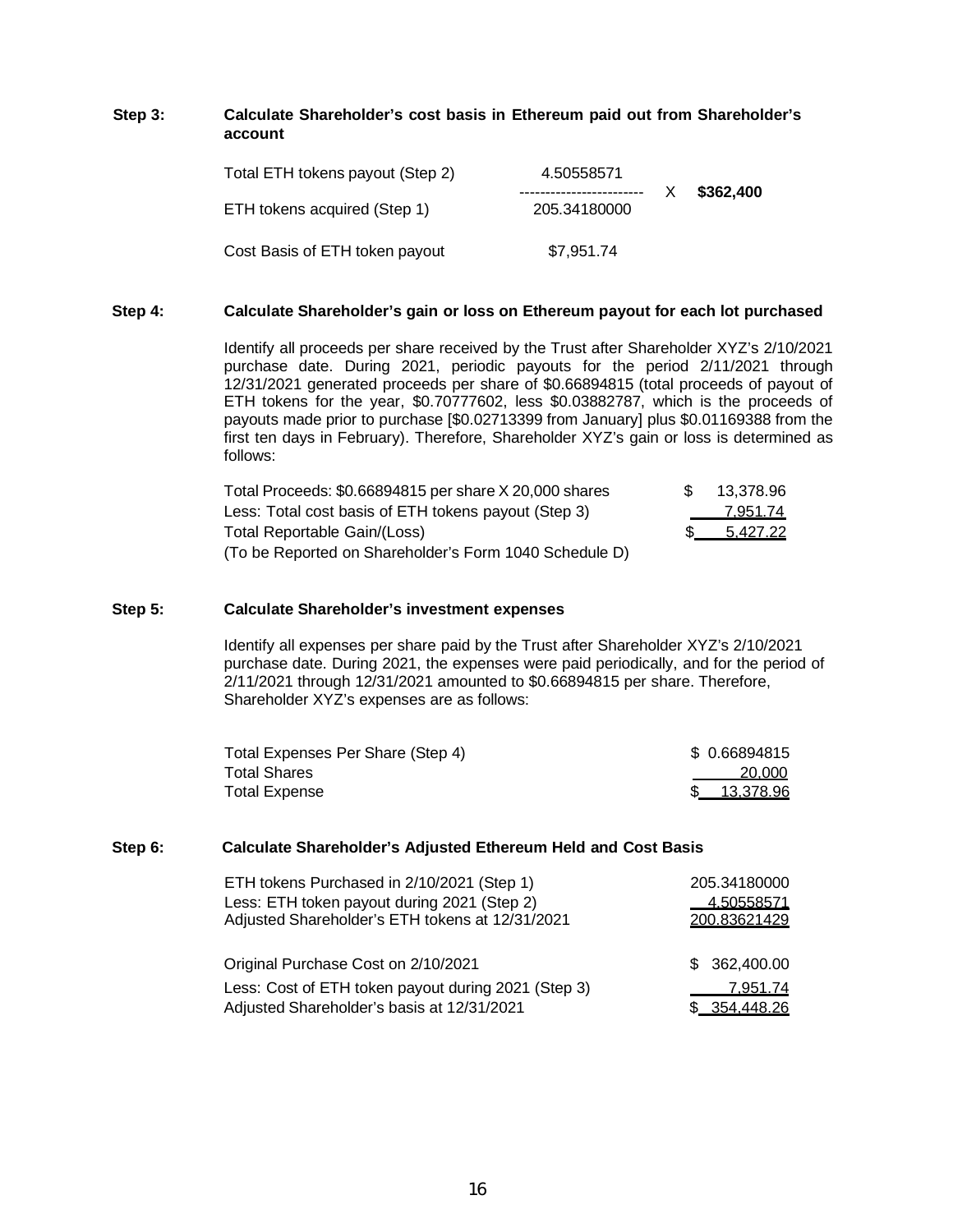**Step 3: Calculate Shareholder's cost basis in Ethereum paid out from Shareholder's account**

| | | | |
|---|---|---|---|
| Total ETH tokens payout (Step 2) | 4.50558571 | X | **$362,400** |
| ETH tokens acquired (Step 1) | 205.34180000 | | |
| Cost Basis of ETH token payout | $7,951.74 | | |

**Step 4: Calculate Shareholder's gain or loss on Ethereum payout for each lot purchased**

Identify all proceeds per share received by the Trust after Shareholder XYZ's 2/10/2021 purchase date. During 2021, periodic payouts for the period 2/11/2021 through 12/31/2021 generated proceeds per share of $0.66894815 (total proceeds of payout of ETH tokens for the year, $0.70777602, less $0.03882787, which is the proceeds of payouts made prior to purchase [$0.02713399 from January] plus $0.01169388 from the first ten days in February). Therefore, Shareholder XYZ's gain or loss is determined as follows:

| | |
|---|---|
| Total Proceeds: $0.66894815 per share X 20,000 shares | $ 13,378.96 |
| Less: Total cost basis of ETH tokens payout (Step 3) | 7,951.74 |
| Total Reportable Gain/(Loss) | $ 5,427.22 |
| (To be Reported on Shareholder's Form 1040 Schedule D) | |

**Step 5: Calculate Shareholder's investment expenses**

Identify all expenses per share paid by the Trust after Shareholder XYZ's 2/10/2021 purchase date. During 2021, the expenses were paid periodically, and for the period of 2/11/2021 through 12/31/2021 amounted to $0.66894815 per share. Therefore, Shareholder XYZ's expenses are as follows:

| | |
|---|---|
| Total Expenses Per Share (Step 4) | $ 0.66894815 |
| Total Shares | 20,000 |
| Total Expense | $ 13,378.96 |

**Step 6: Calculate Shareholder's Adjusted Ethereum Held and Cost Basis**

| | |
|---|---|
| ETH tokens Purchased in 2/10/2021 (Step 1) | 205.34180000 |
| Less: ETH token payout during 2021 (Step 2) | 4.50558571 |
| Adjusted Shareholder's ETH tokens at 12/31/2021 | 200.83621429 |

| | |
|---|---|
| Original Purchase Cost on 2/10/2021 | $ 362,400.00 |
| Less: Cost of ETH token payout during 2021 (Step 3) | 7,951.74 |
| Adjusted Shareholder's basis at 12/31/2021 | $ 354,448.26 |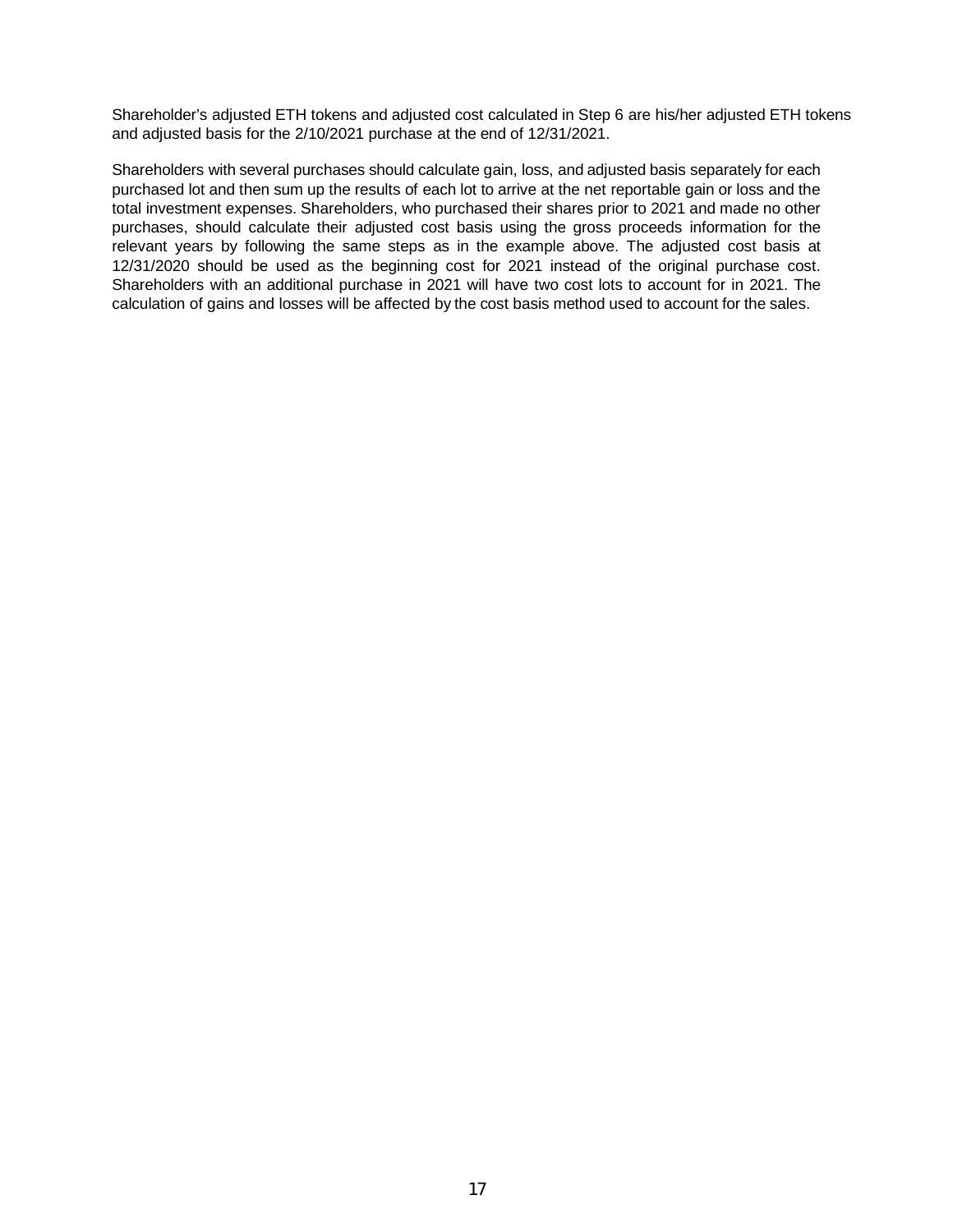Shareholder's adjusted ETH tokens and adjusted cost calculated in Step 6 are his/her adjusted ETH tokens and adjusted basis for the 2/10/2021 purchase at the end of 12/31/2021.

Shareholders with several purchases should calculate gain, loss, and adjusted basis separately for each purchased lot and then sum up the results of each lot to arrive at the net reportable gain or loss and the total investment expenses. Shareholders, who purchased their shares prior to 2021 and made no other purchases, should calculate their adjusted cost basis using the gross proceeds information for the relevant years by following the same steps as in the example above. The adjusted cost basis at 12/31/2020 should be used as the beginning cost for 2021 instead of the original purchase cost. Shareholders with an additional purchase in 2021 will have two cost lots to account for in 2021. The calculation of gains and losses will be affected by the cost basis method used to account for the sales.